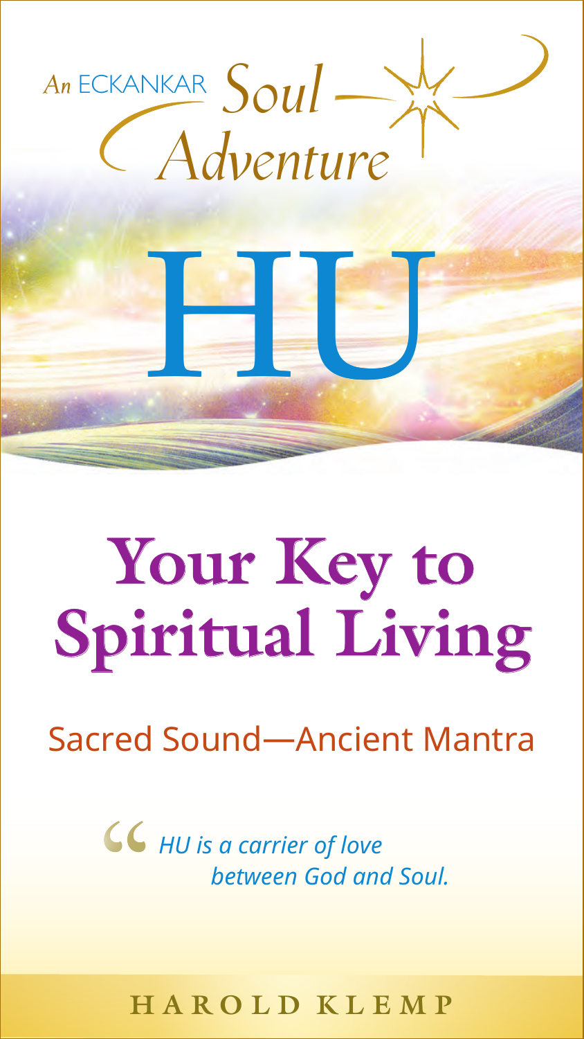An ECKANKAR Soul Adventure

# HU

## Your Key to Spiritual Living

### Sacred Sound—Ancient Mantra

*"HU is a carrier of love between God and Soul.*

HAROLD KLEMP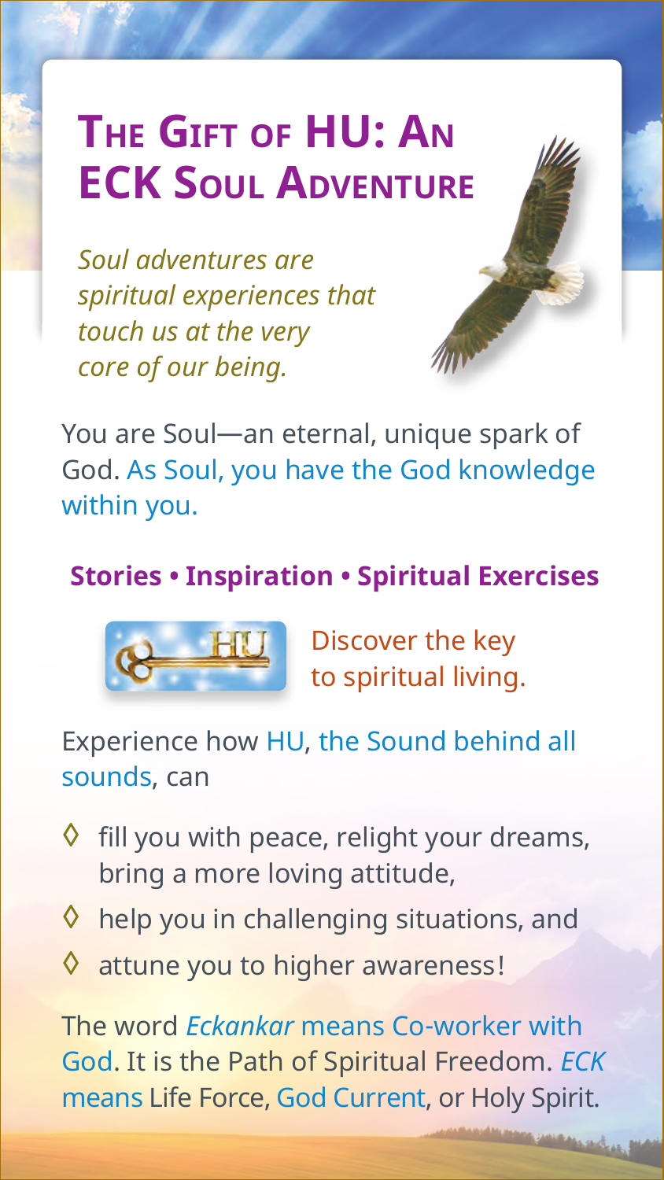# The Gift of HU: An ECK Soul Adventure

*Soul adventures are spiritual experiences that touch us at the very core of our being.*

You are Soul—an eternal, unique spark of God. As Soul, you have the God knowledge within you.

**Stories • Inspiration • Spiritual Exercises**

Discover the key to spiritual living.

Experience how HU, the Sound behind all sounds, can

- fill you with peace, relight your dreams, bring a more loving attitude,
- help you in challenging situations, and
- attune you to higher awareness!

The word *Eckankar* means Co-worker with God. It is the Path of Spiritual Freedom. *ECK* means Life Force, God Current, or Holy Spirit.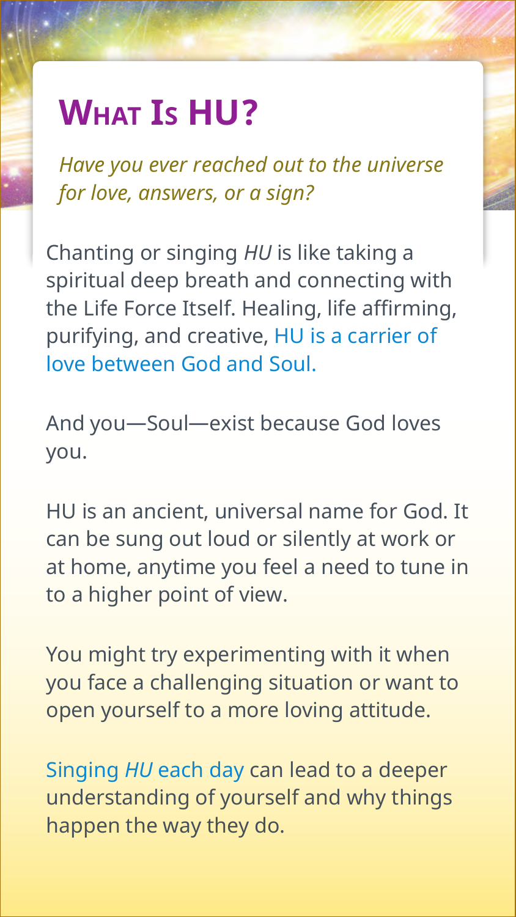# What Is HU?

*Have you ever reached out to the universe for love, answers, or a sign?*

Chanting or singing *HU* is like taking a spiritual deep breath and connecting with the Life Force Itself. Healing, life affirming, purifying, and creative, HU is a carrier of love between God and Soul.

And you—Soul—exist because God loves you.

HU is an ancient, universal name for God. It can be sung out loud or silently at work or at home, anytime you feel a need to tune in to a higher point of view.

You might try experimenting with it when you face a challenging situation or want to open yourself to a more loving attitude.

Singing *HU* each day can lead to a deeper understanding of yourself and why things happen the way they do.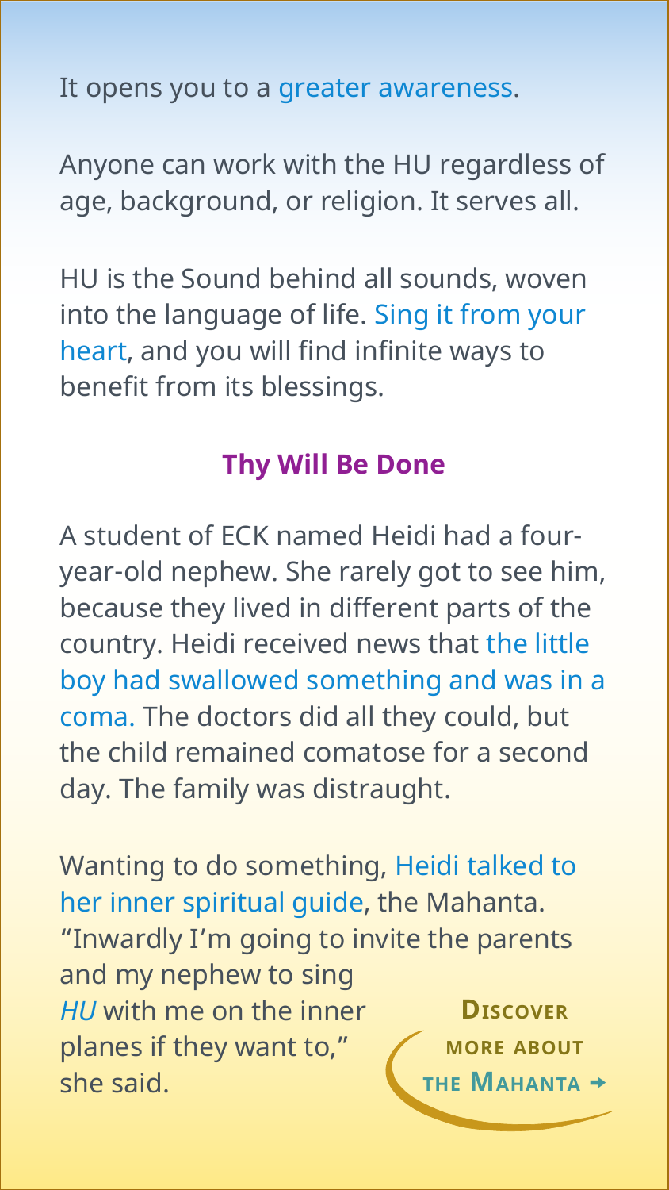It opens you to a greater awareness.

Anyone can work with the HU regardless of age, background, or religion. It serves all.

HU is the Sound behind all sounds, woven into the language of life. Sing it from your heart, and you will find infinite ways to benefit from its blessings.

## Thy Will Be Done

A student of ECK named Heidi had a four-year-old nephew. She rarely got to see him, because they lived in different parts of the country. Heidi received news that the little boy had swallowed something and was in a coma. The doctors did all they could, but the child remained comatose for a second day. The family was distraught.

Wanting to do something, Heidi talked to her inner spiritual guide, the Mahanta. "Inwardly I'm going to invite the parents and my nephew to sing *HU* with me on the inner planes if they want to," she said.

**Discover more about the Mahanta →**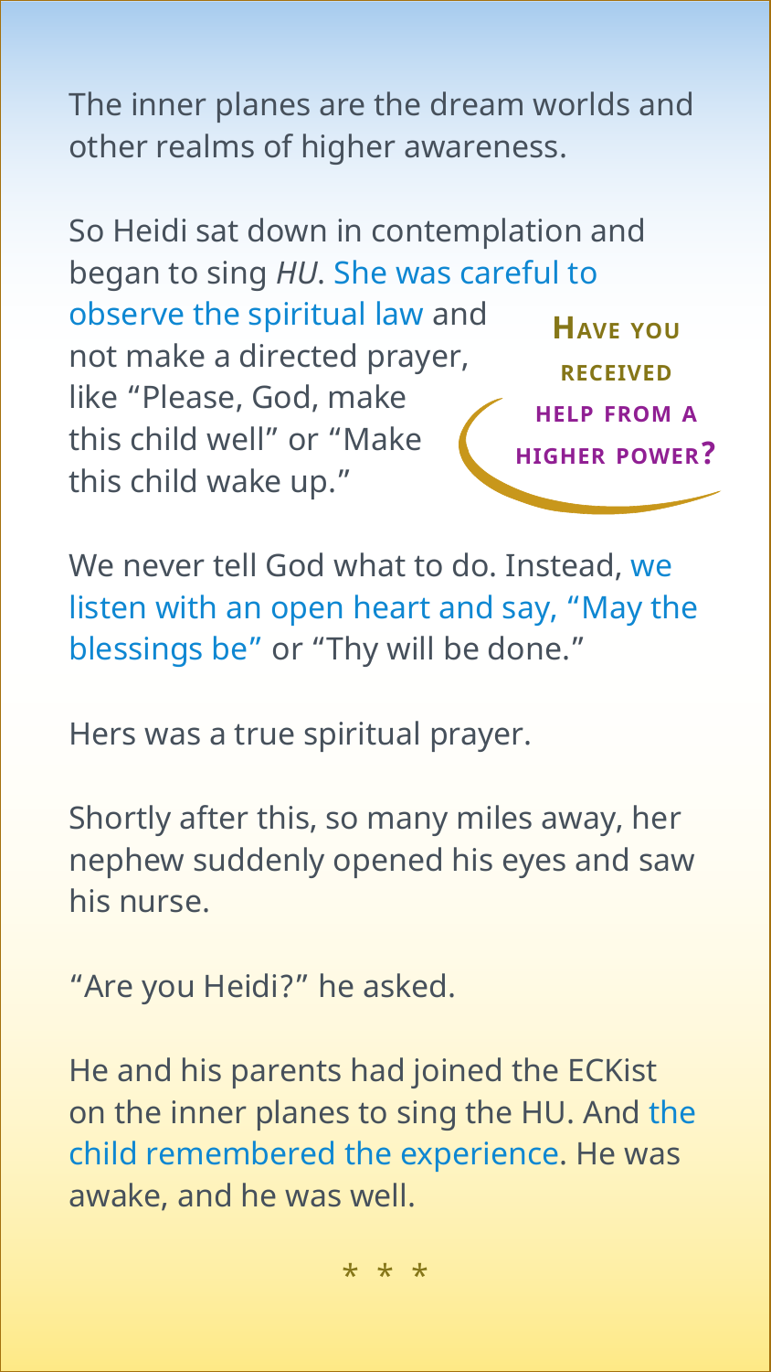The inner planes are the dream worlds and other realms of higher awareness.

So Heidi sat down in contemplation and began to sing *HU*. She was careful to observe the spiritual law and not make a directed prayer, like “Please, God, make this child well” or “Make this child wake up.”

**Have you received help from a higher power?**

We never tell God what to do. Instead, we listen with an open heart and say, “May the blessings be” or “Thy will be done.”

Hers was a true spiritual prayer.

Shortly after this, so many miles away, her nephew suddenly opened his eyes and saw his nurse.

“Are you Heidi?” he asked.

He and his parents had joined the ECKist on the inner planes to sing the HU. And the child remembered the experience. He was awake, and he was well.

* * *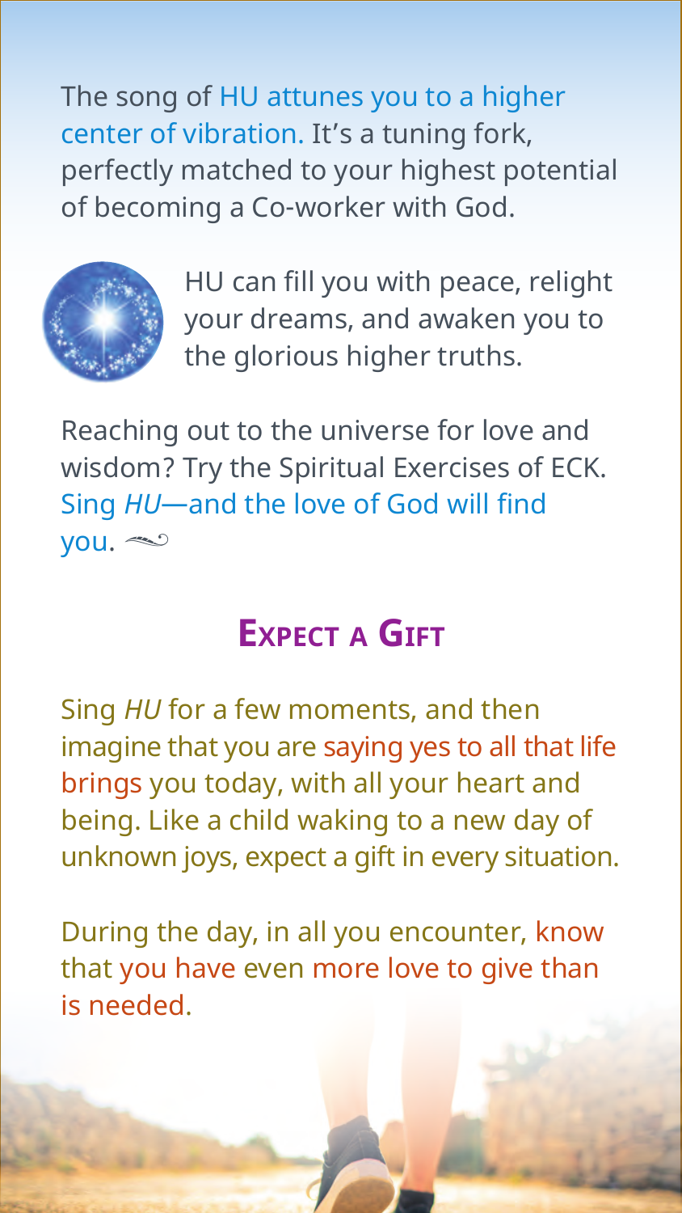The song of HU attunes you to a higher center of vibration. It's a tuning fork, perfectly matched to your highest potential of becoming a Co-worker with God.

HU can fill you with peace, relight your dreams, and awaken you to the glorious higher truths.

Reaching out to the universe for love and wisdom? Try the Spiritual Exercises of ECK. Sing *HU*—and the love of God will find you.

## Expect a Gift

Sing *HU* for a few moments, and then imagine that you are saying yes to all that life brings you today, with all your heart and being. Like a child waking to a new day of unknown joys, expect a gift in every situation.

During the day, in all you encounter, know that you have even more love to give than is needed.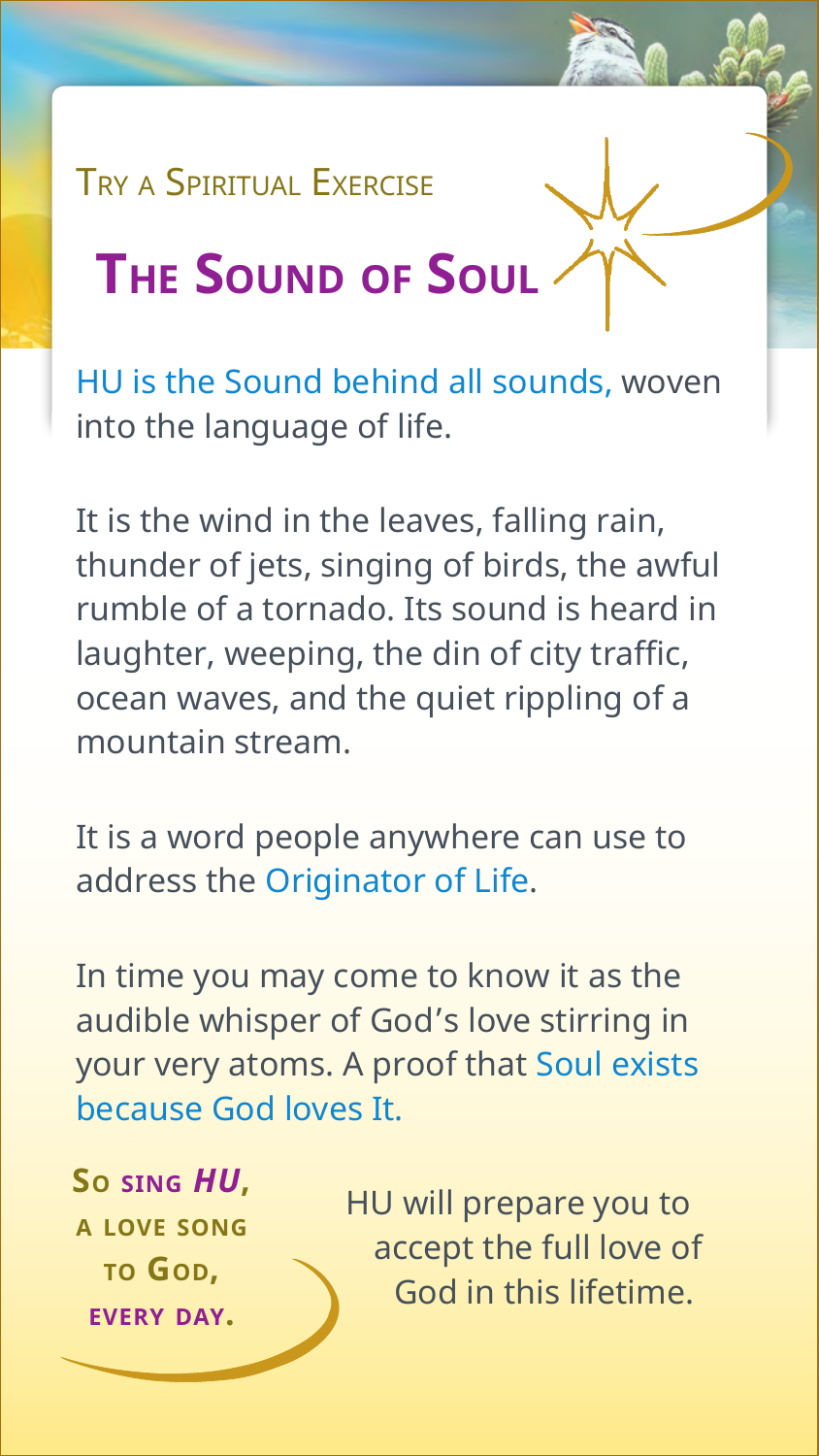Try a Spiritual Exercise

# The Sound of Soul

HU is the Sound behind all sounds, woven into the language of life.

It is the wind in the leaves, falling rain, thunder of jets, singing of birds, the awful rumble of a tornado. Its sound is heard in laughter, weeping, the din of city traffic, ocean waves, and the quiet rippling of a mountain stream.

It is a word people anywhere can use to address the Originator of Life.

In time you may come to know it as the audible whisper of God's love stirring in your very atoms. A proof that Soul exists because God loves It.

**So sing *HU*, a love song to God, every day.**

HU will prepare you to accept the full love of God in this lifetime.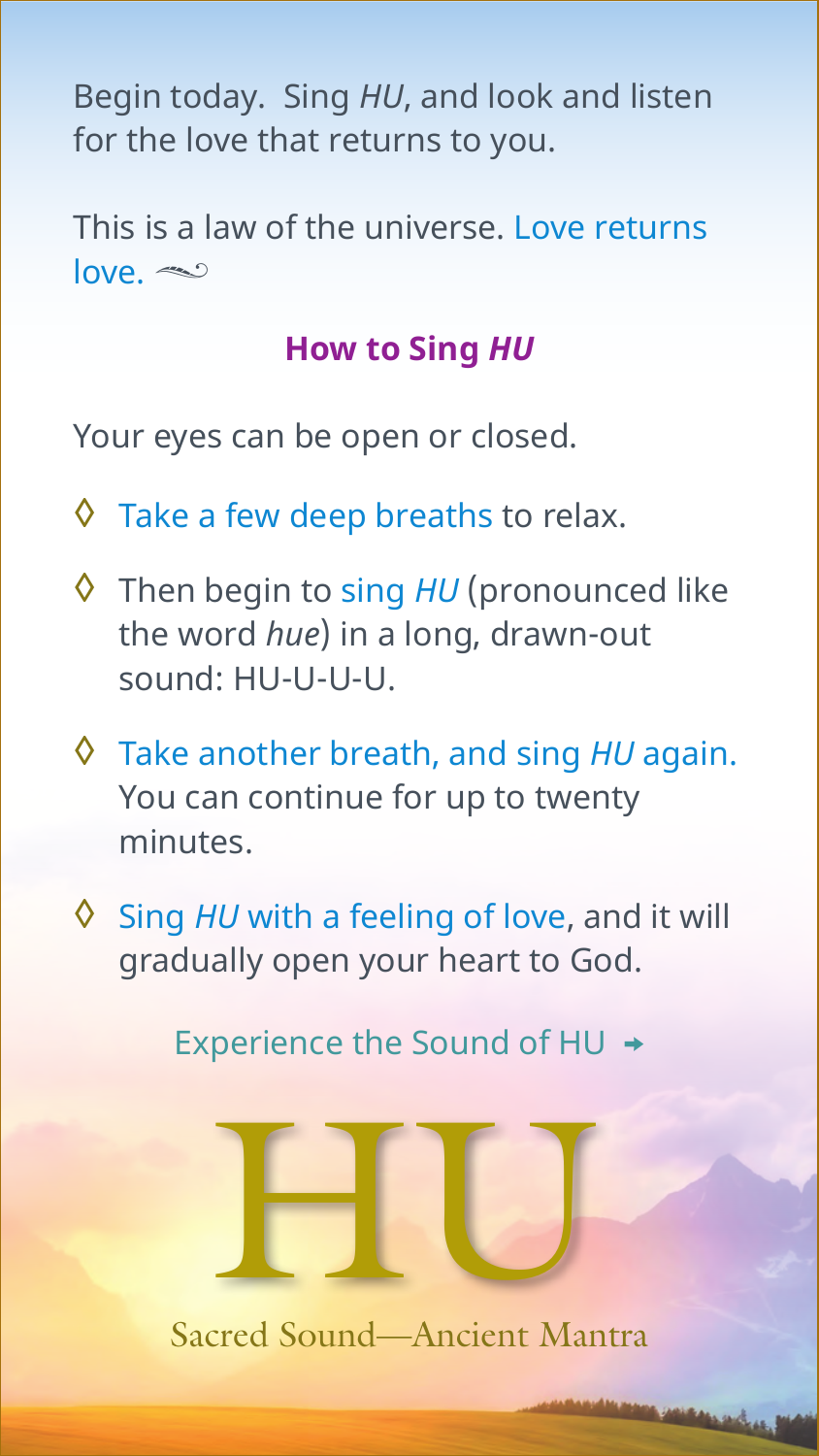Begin today. Sing *HU*, and look and listen for the love that returns to you.

This is a law of the universe. Love returns love.

## How to Sing *HU*

Your eyes can be open or closed.

- Take a few deep breaths to relax.
- Then begin to sing *HU* (pronounced like the word *hue*) in a long, drawn-out sound: HU-U-U-U.
- Take another breath, and sing *HU* again. You can continue for up to twenty minutes.
- Sing *HU* with a feeling of love, and it will gradually open your heart to God.

Experience the Sound of HU →

# HU

Sacred Sound—Ancient Mantra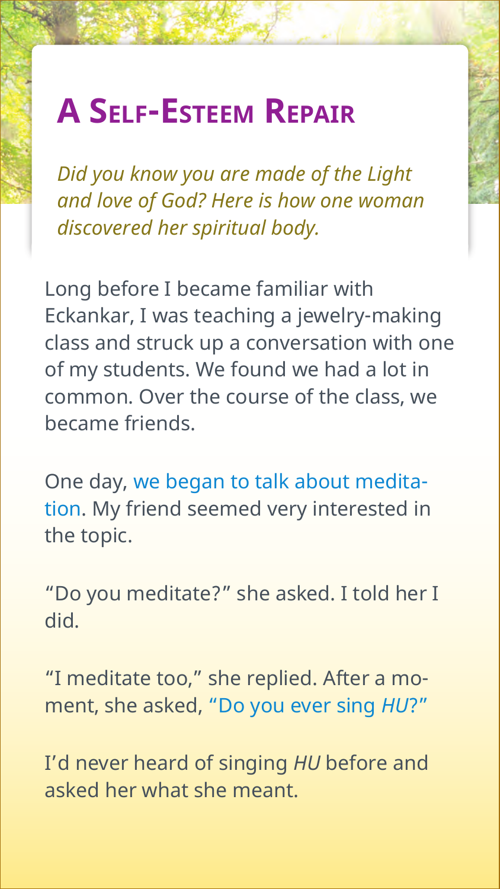# A Self-Esteem Repair

*Did you know you are made of the Light and love of God? Here is how one woman discovered her spiritual body.*

Long before I became familiar with Eckankar, I was teaching a jewelry-making class and struck up a conversation with one of my students. We found we had a lot in common. Over the course of the class, we became friends.

One day, we began to talk about meditation. My friend seemed very interested in the topic.

"Do you meditate?" she asked. I told her I did.

"I meditate too," she replied. After a moment, she asked, "Do you ever sing *HU*?"

I'd never heard of singing *HU* before and asked her what she meant.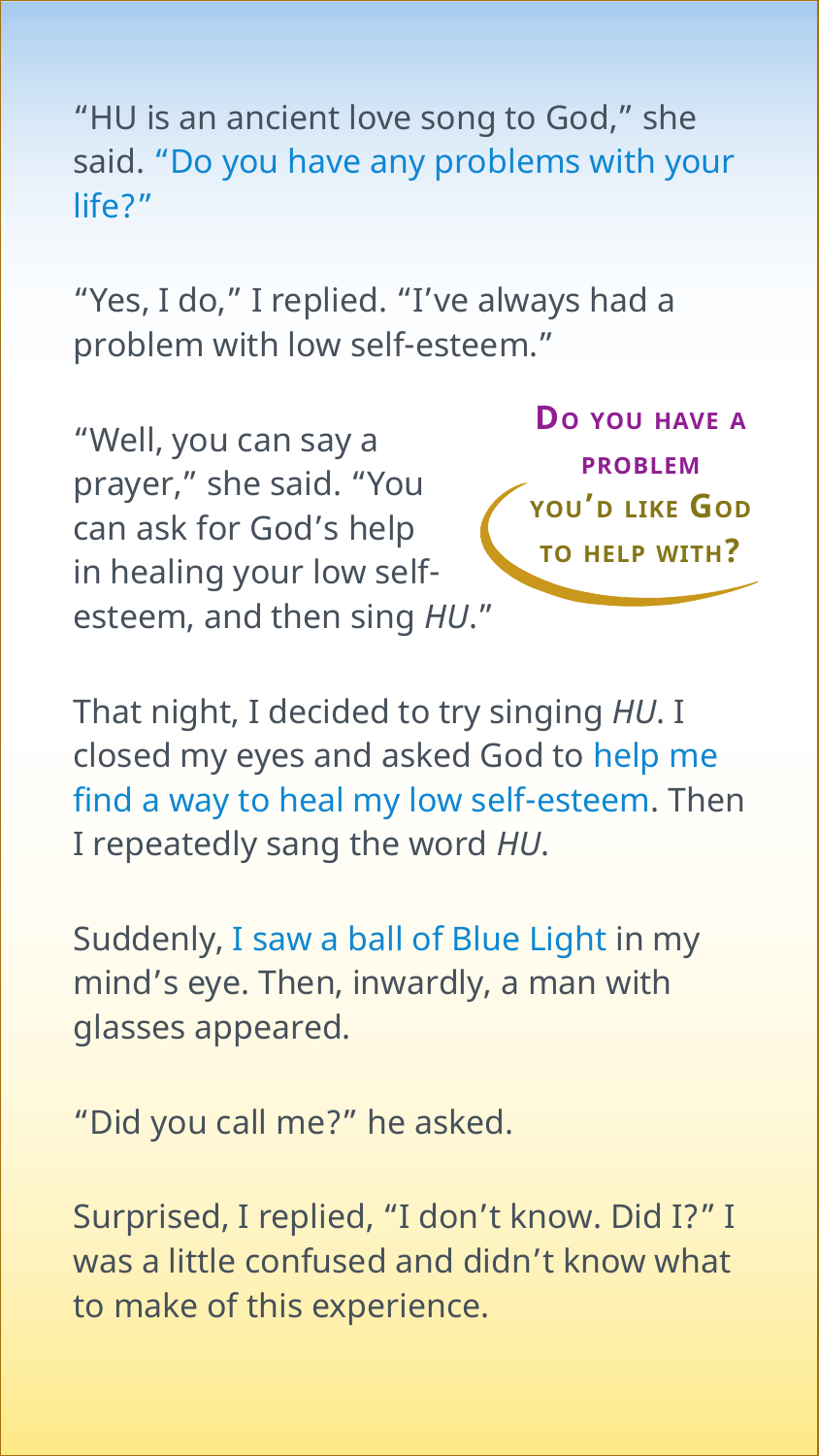"HU is an ancient love song to God," she said. "Do you have any problems with your life?"

"Yes, I do," I replied. "I've always had a problem with low self-esteem."

"Well, you can say a prayer," she said. "You can ask for God's help in healing your low self-esteem, and then sing *HU*."

**Do you have a problem you'd like God to help with?**

That night, I decided to try singing *HU*. I closed my eyes and asked God to help me find a way to heal my low self-esteem. Then I repeatedly sang the word *HU*.

Suddenly, I saw a ball of Blue Light in my mind's eye. Then, inwardly, a man with glasses appeared.

"Did you call me?" he asked.

Surprised, I replied, "I don't know. Did I?" I was a little confused and didn't know what to make of this experience.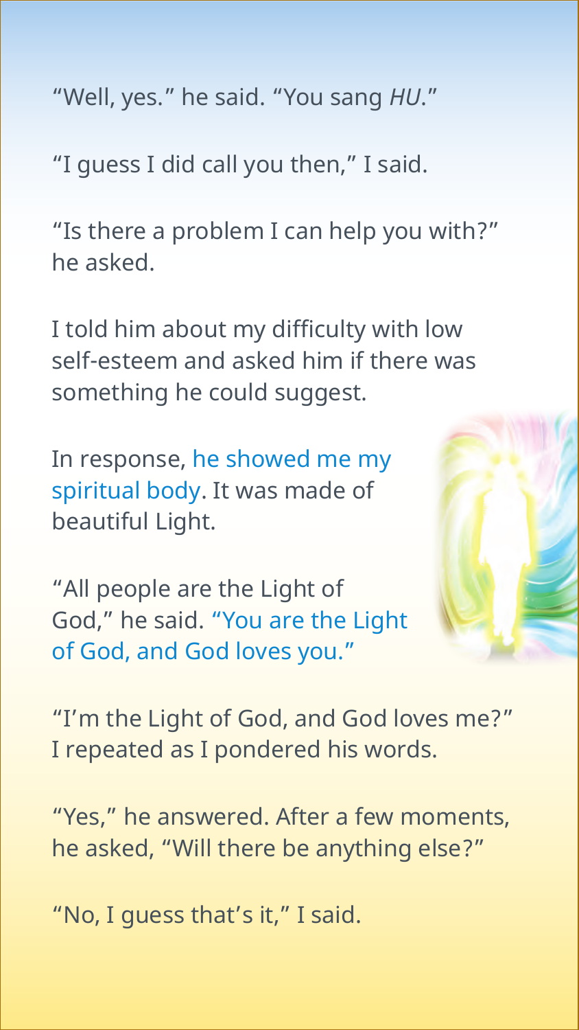"Well, yes." he said. "You sang *HU*."

"I guess I did call you then," I said.

"Is there a problem I can help you with?" he asked.

I told him about my difficulty with low self-esteem and asked him if there was something he could suggest.

In response, he showed me my spiritual body. It was made of beautiful Light.

"All people are the Light of God," he said. "You are the Light of God, and God loves you."

"I'm the Light of God, and God loves me?" I repeated as I pondered his words.

"Yes," he answered. After a few moments, he asked, "Will there be anything else?"

"No, I guess that's it," I said.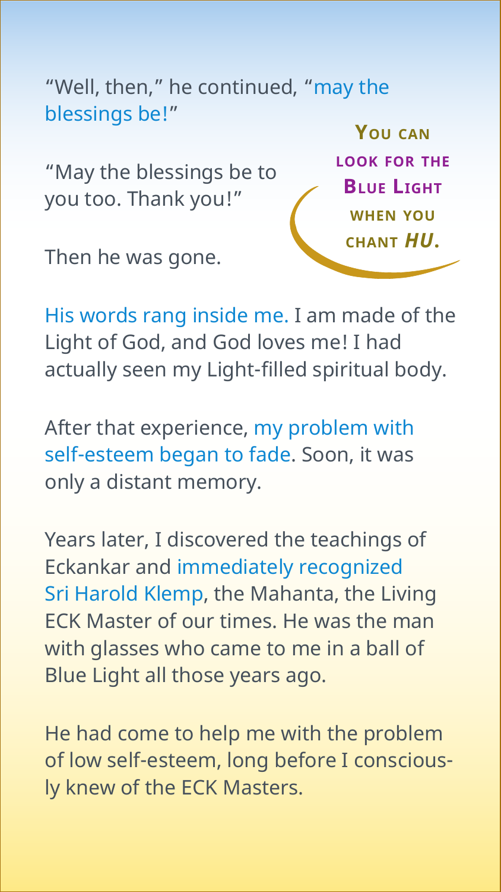"Well, then," he continued, "may the blessings be!"

"May the blessings be to you too. Thank you!"

Then he was gone.

**YOU CAN LOOK FOR THE BLUE LIGHT WHEN YOU CHANT *HU*.**

His words rang inside me. I am made of the Light of God, and God loves me! I had actually seen my Light-filled spiritual body.

After that experience, my problem with self-esteem began to fade. Soon, it was only a distant memory.

Years later, I discovered the teachings of Eckankar and immediately recognized Sri Harold Klemp, the Mahanta, the Living ECK Master of our times. He was the man with glasses who came to me in a ball of Blue Light all those years ago.

He had come to help me with the problem of low self-esteem, long before I consciously knew of the ECK Masters.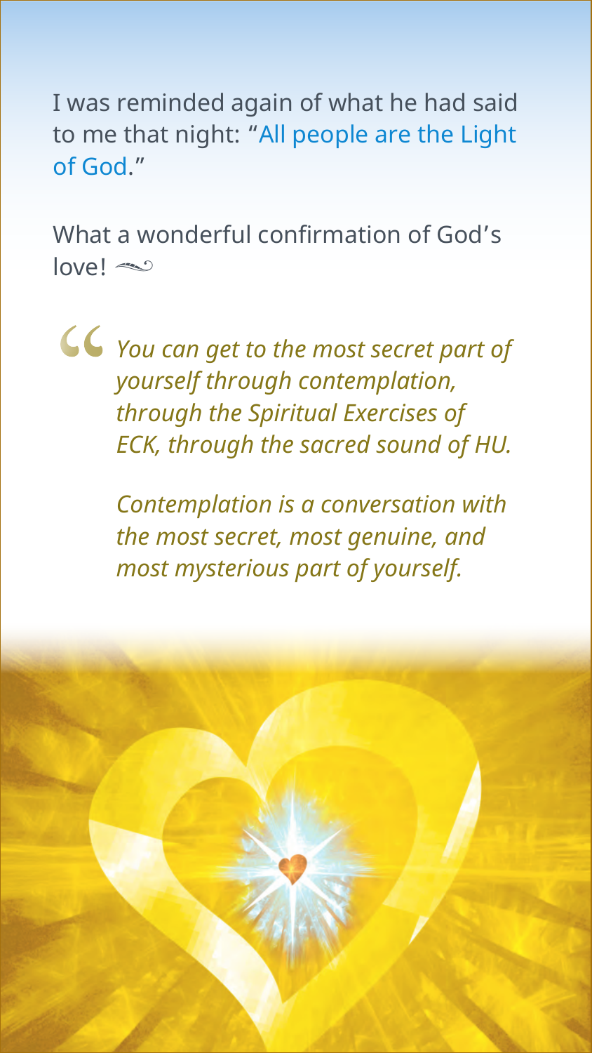I was reminded again of what he had said to me that night: "All people are the Light of God."

What a wonderful confirmation of God's love!

> *You can get to the most secret part of yourself through contemplation, through the Spiritual Exercises of ECK, through the sacred sound of HU.*
>
> *Contemplation is a conversation with the most secret, most genuine, and most mysterious part of yourself.*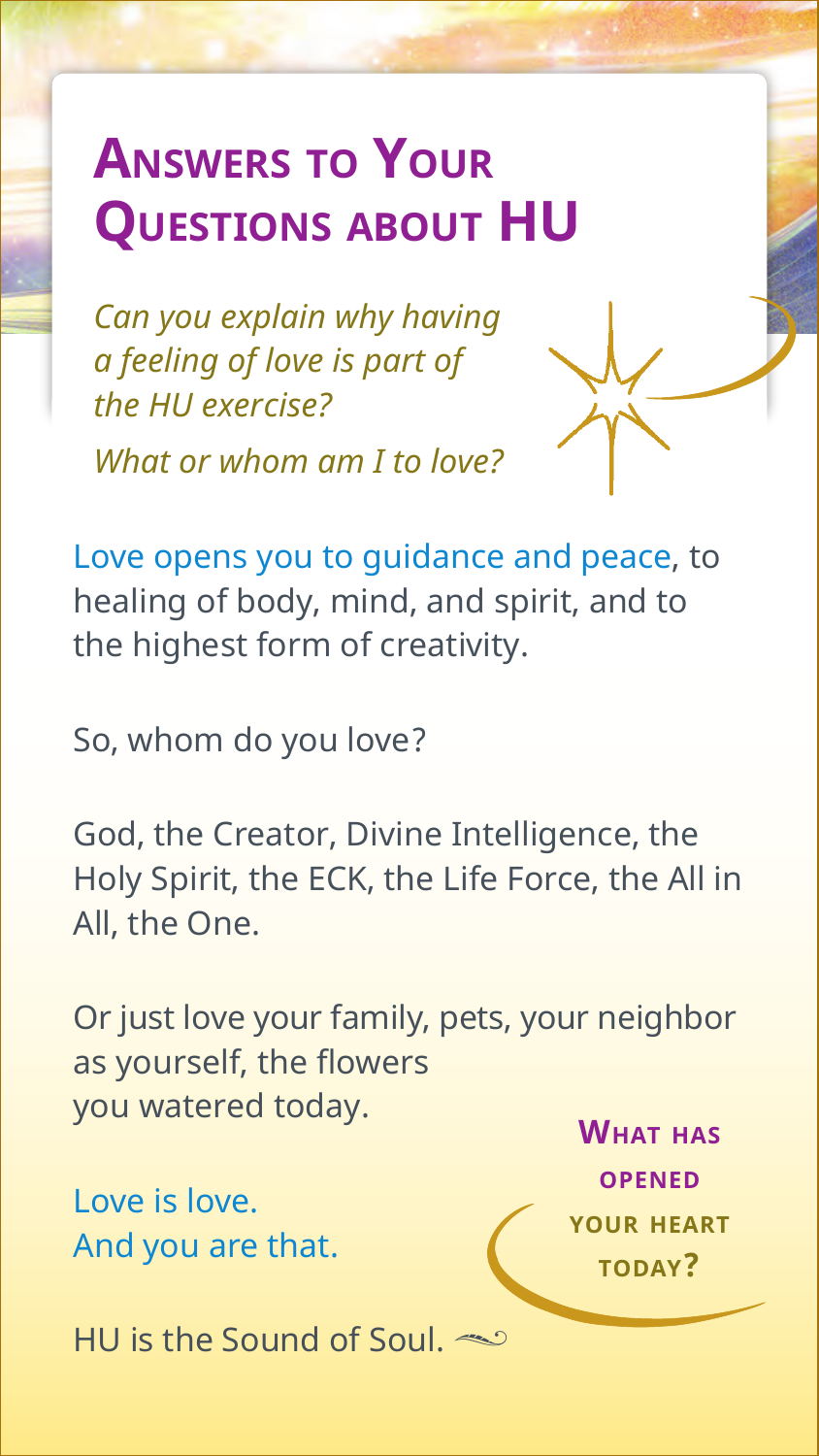# Answers to Your Questions about HU

*Can you explain why having a feeling of love is part of the HU exercise?*

*What or whom am I to love?*

Love opens you to guidance and peace, to healing of body, mind, and spirit, and to the highest form of creativity.

So, whom do you love?

God, the Creator, Divine Intelligence, the Holy Spirit, the ECK, the Life Force, the All in All, the One.

Or just love your family, pets, your neighbor as yourself, the flowers you watered today.

Love is love.
And you are that.

HU is the Sound of Soul.

**What has opened your heart today?**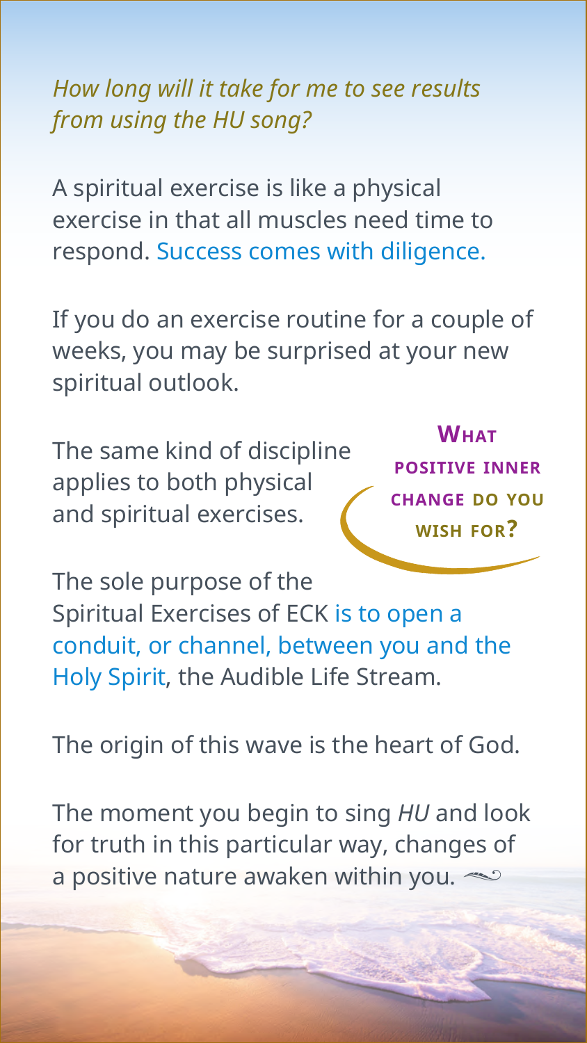*How long will it take for me to see results from using the HU song?*

A spiritual exercise is like a physical exercise in that all muscles need time to respond. Success comes with diligence.

If you do an exercise routine for a couple of weeks, you may be surprised at your new spiritual outlook.

The same kind of discipline applies to both physical and spiritual exercises.

**What positive inner change do you wish for?**

The sole purpose of the Spiritual Exercises of ECK is to open a conduit, or channel, between you and the Holy Spirit, the Audible Life Stream.

The origin of this wave is the heart of God.

The moment you begin to sing *HU* and look for truth in this particular way, changes of a positive nature awaken within you.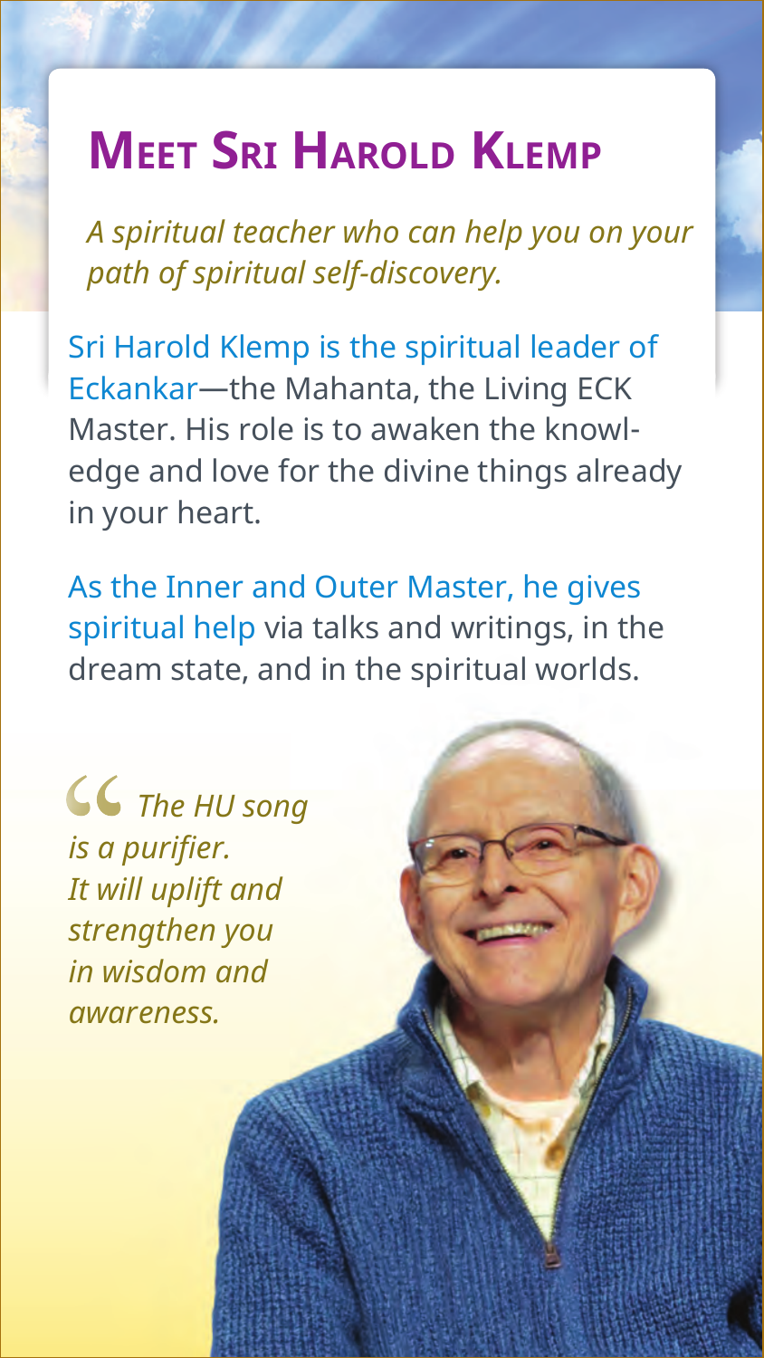# Meet Sri Harold Klemp

*A spiritual teacher who can help you on your path of spiritual self-discovery.*

Sri Harold Klemp is the spiritual leader of Eckankar—the Mahanta, the Living ECK Master. His role is to awaken the knowledge and love for the divine things already in your heart.

As the Inner and Outer Master, he gives spiritual help via talks and writings, in the dream state, and in the spiritual worlds.

> *The HU song is a purifier. It will uplift and strengthen you in wisdom and awareness.*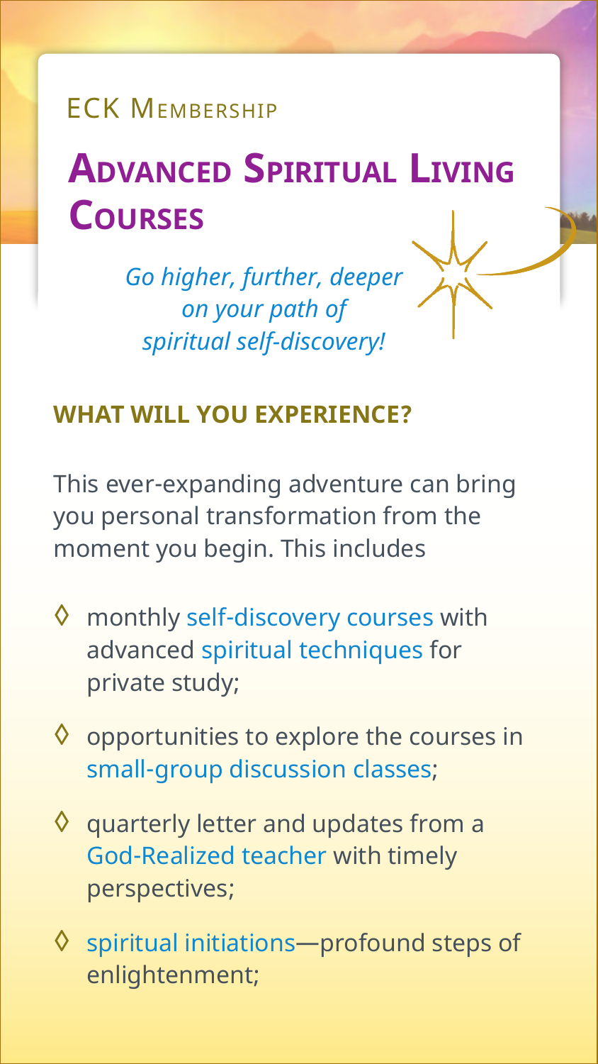ECK Membership

# Advanced Spiritual Living Courses

*Go higher, further, deeper on your path of spiritual self-discovery!*

## WHAT WILL YOU EXPERIENCE?

This ever-expanding adventure can bring you personal transformation from the moment you begin. This includes

- monthly self-discovery courses with advanced spiritual techniques for private study;
- opportunities to explore the courses in small-group discussion classes;
- quarterly letter and updates from a God-Realized teacher with timely perspectives;
- spiritual initiations—profound steps of enlightenment;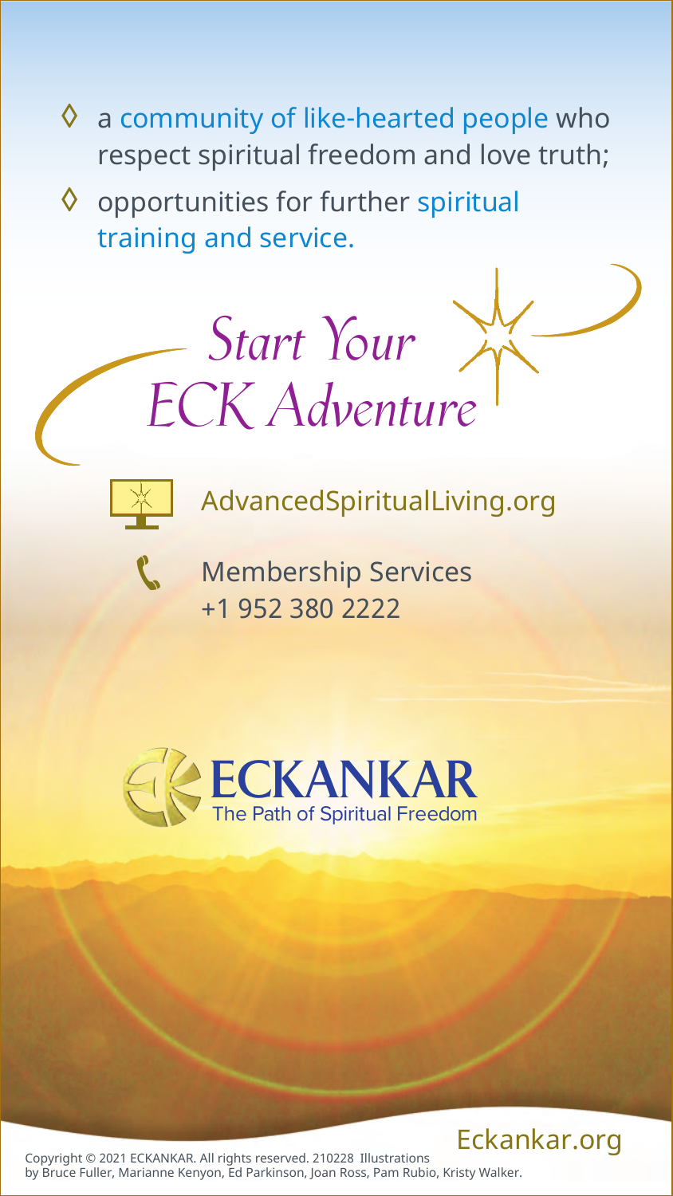- a community of like-hearted people who respect spiritual freedom and love truth;
- opportunities for further spiritual training and service.

# *Start Your ECK Adventure*

AdvancedSpiritualLiving.org

Membership Services
+1 952 380 2222

ECKANKAR
The Path of Spiritual Freedom

Eckankar.org

Copyright © 2021 ECKANKAR. All rights reserved. 210228 Illustrations by Bruce Fuller, Marianne Kenyon, Ed Parkinson, Joan Ross, Pam Rubio, Kristy Walker.